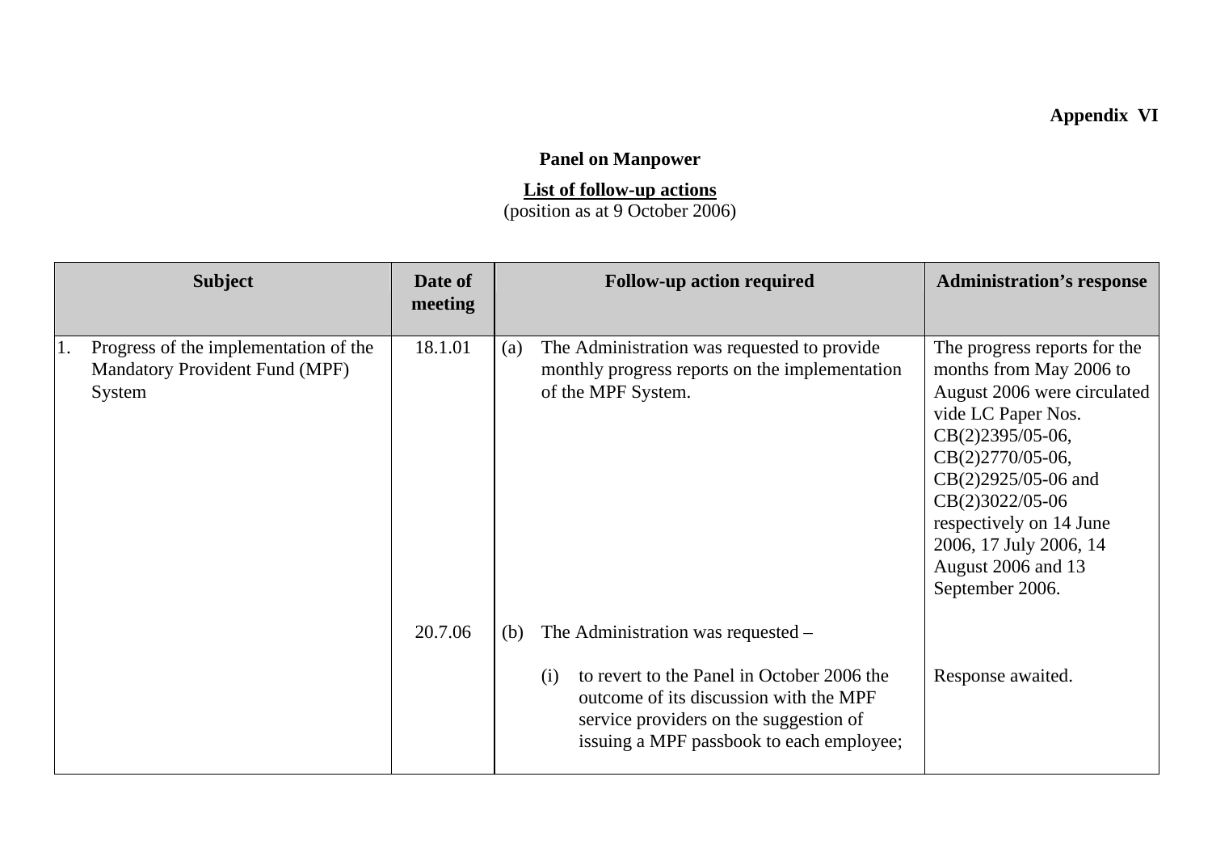**Appendix VI**

## Panel on Manpower

**List of follow-up actions**
(position as at 9 October 2006)

| Subject | Date of meeting | Follow-up action required | Administration's response |
|---|---|---|---|
| 1. Progress of the implementation of the Mandatory Provident Fund (MPF) System | 18.1.01 | (a) The Administration was requested to provide monthly progress reports on the implementation of the MPF System. | The progress reports for the months from May 2006 to August 2006 were circulated vide LC Paper Nos. CB(2)2395/05-06, CB(2)2770/05-06, CB(2)2925/05-06 and CB(2)3022/05-06 respectively on 14 June 2006, 17 July 2006, 14 August 2006 and 13 September 2006. |
| | 20.7.06 | (b) The Administration was requested – | |
| | | (i) to revert to the Panel in October 2006 the outcome of its discussion with the MPF service providers on the suggestion of issuing a MPF passbook to each employee; | Response awaited. |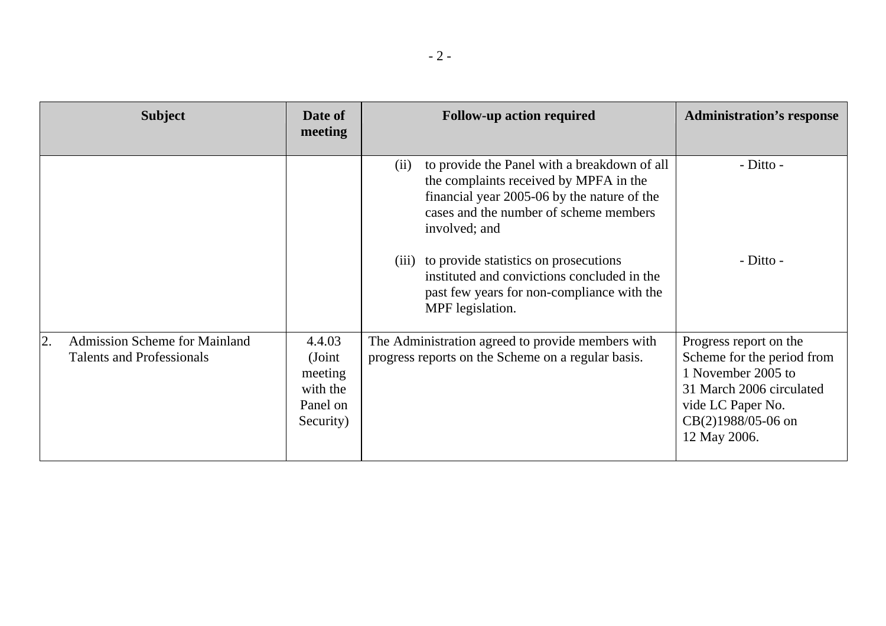| Subject | Date of meeting | Follow-up action required | Administration's response |
| --- | --- | --- | --- |
| | | (ii) to provide the Panel with a breakdown of all the complaints received by MPFA in the financial year 2005-06 by the nature of the cases and the number of scheme members involved; and | - Ditto - |
| | | (iii) to provide statistics on prosecutions instituted and convictions concluded in the past few years for non-compliance with the MPF legislation. | - Ditto - |
| 2. Admission Scheme for Mainland Talents and Professionals | 4.4.03 (Joint meeting with the Panel on Security) | The Administration agreed to provide members with progress reports on the Scheme on a regular basis. | Progress report on the Scheme for the period from 1 November 2005 to 31 March 2006 circulated vide LC Paper No. CB(2)1988/05-06 on 12 May 2006. |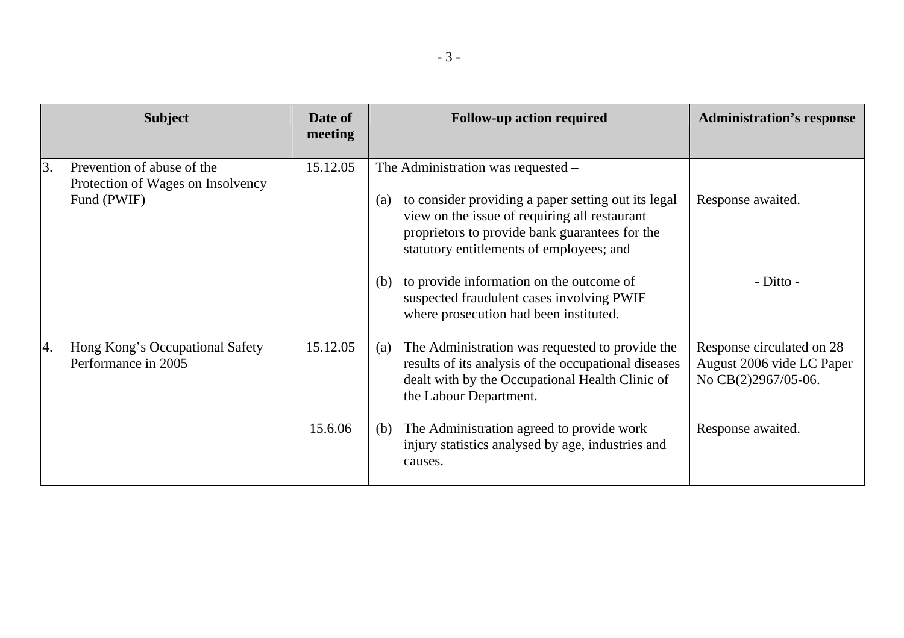| Subject | Date of meeting | Follow-up action required | Administration's response |
| --- | --- | --- | --- |
| 3. Prevention of abuse of the Protection of Wages on Insolvency Fund (PWIF) | 15.12.05 | The Administration was requested – | |
| | | (a) to consider providing a paper setting out its legal view on the issue of requiring all restaurant proprietors to provide bank guarantees for the statutory entitlements of employees; and | Response awaited. |
| | | (b) to provide information on the outcome of suspected fraudulent cases involving PWIF where prosecution had been instituted. | - Ditto - |
| 4. Hong Kong's Occupational Safety Performance in 2005 | 15.12.05 | (a) The Administration was requested to provide the results of its analysis of the occupational diseases dealt with by the Occupational Health Clinic of the Labour Department. | Response circulated on 28 August 2006 vide LC Paper No CB(2)2967/05-06. |
| | 15.6.06 | (b) The Administration agreed to provide work injury statistics analysed by age, industries and causes. | Response awaited. |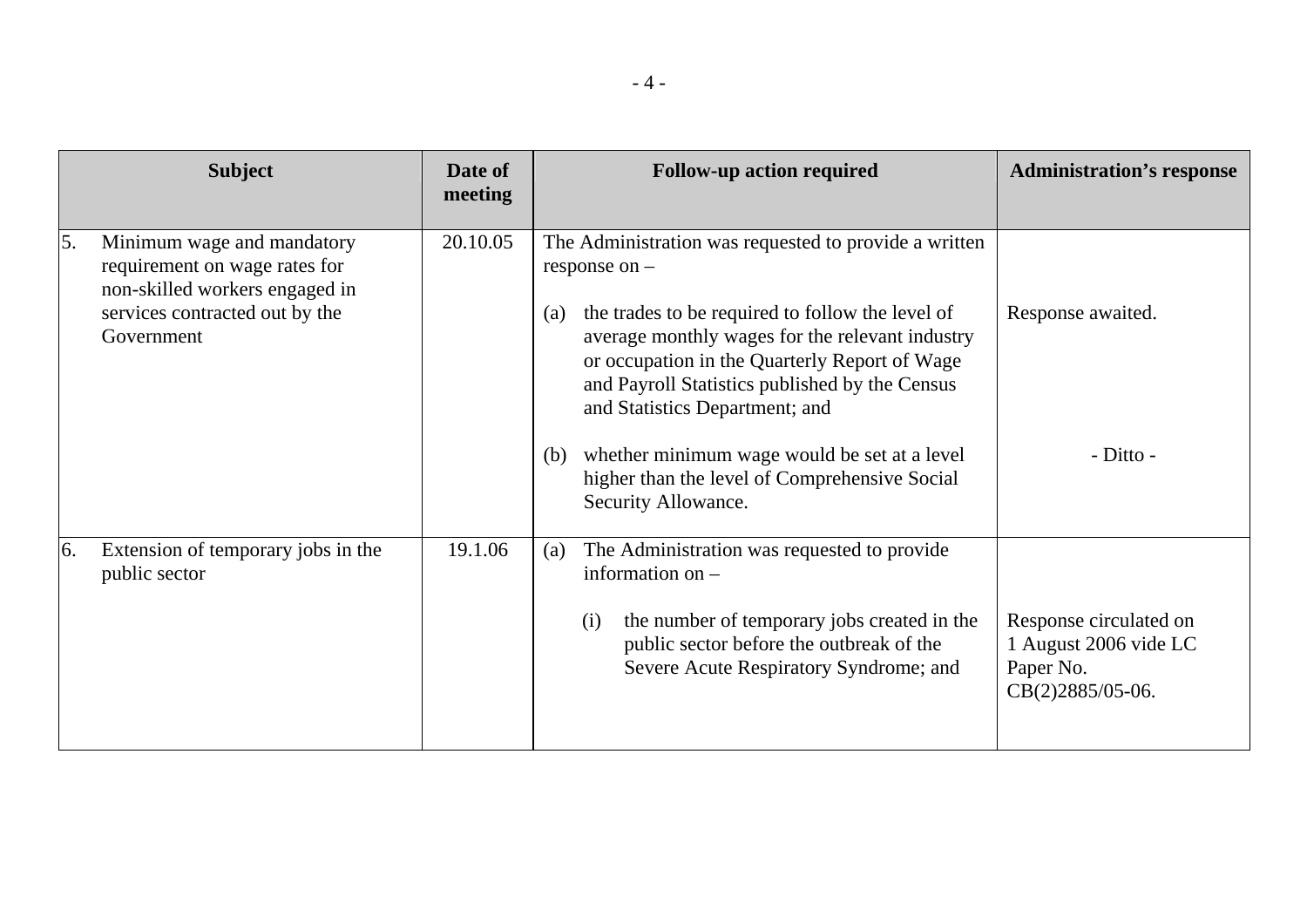| Subject | Date of meeting | Follow-up action required | Administration's response |
|---|---|---|---|
| 5. Minimum wage and mandatory requirement on wage rates for non-skilled workers engaged in services contracted out by the Government | 20.10.05 | The Administration was requested to provide a written response on – | |
| | | (a) the trades to be required to follow the level of average monthly wages for the relevant industry or occupation in the Quarterly Report of Wage and Payroll Statistics published by the Census and Statistics Department; and | Response awaited. |
| | | (b) whether minimum wage would be set at a level higher than the level of Comprehensive Social Security Allowance. | - Ditto - |
| 6. Extension of temporary jobs in the public sector | 19.1.06 | (a) The Administration was requested to provide information on – | |
| | | (i) the number of temporary jobs created in the public sector before the outbreak of the Severe Acute Respiratory Syndrome; and | Response circulated on 1 August 2006 vide LC Paper No. CB(2)2885/05-06. |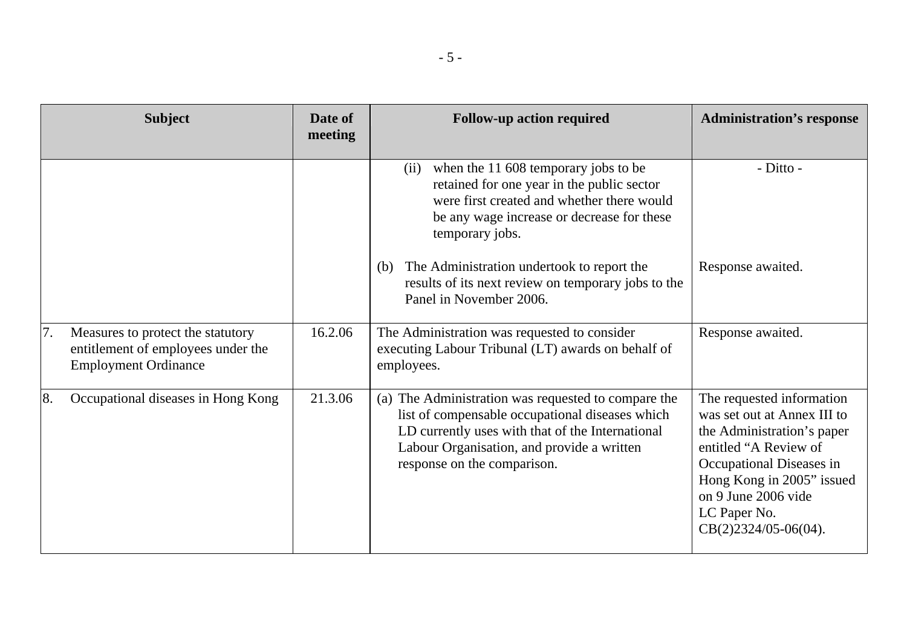| Subject | Date of meeting | Follow-up action required | Administration's response |
|---|---|---|---|
| | | (ii) when the 11 608 temporary jobs to be retained for one year in the public sector were first created and whether there would be any wage increase or decrease for these temporary jobs. | - Ditto - |
| | | (b) The Administration undertook to report the results of its next review on temporary jobs to the Panel in November 2006. | Response awaited. |
| 7. Measures to protect the statutory entitlement of employees under the Employment Ordinance | 16.2.06 | The Administration was requested to consider executing Labour Tribunal (LT) awards on behalf of employees. | Response awaited. |
| 8. Occupational diseases in Hong Kong | 21.3.06 | (a) The Administration was requested to compare the list of compensable occupational diseases which LD currently uses with that of the International Labour Organisation, and provide a written response on the comparison. | The requested information was set out at Annex III to the Administration's paper entitled "A Review of Occupational Diseases in Hong Kong in 2005" issued on 9 June 2006 vide LC Paper No. CB(2)2324/05-06(04). |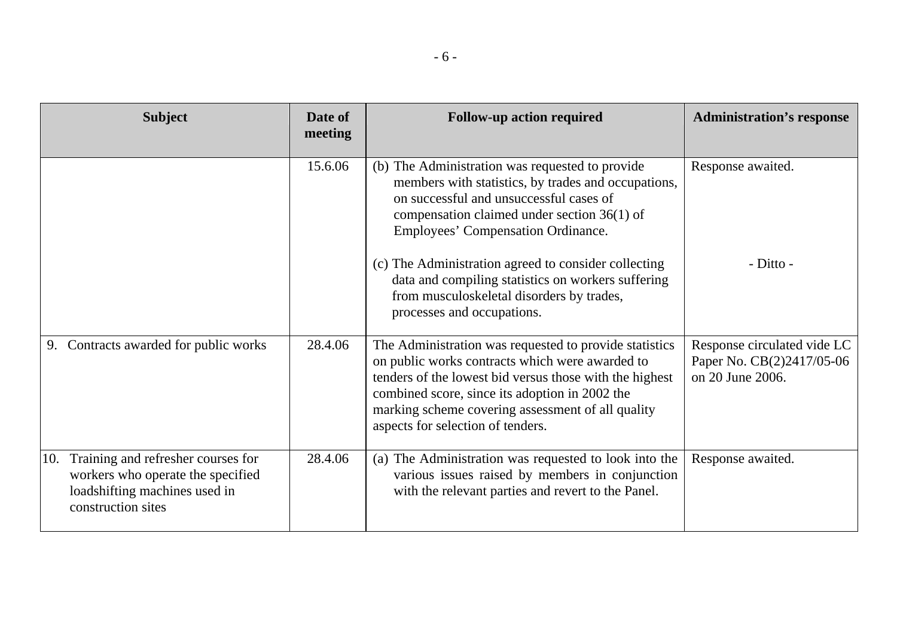| Subject | Date of meeting | Follow-up action required | Administration's response |
|---|---|---|---|
| | 15.6.06 | (b) The Administration was requested to provide members with statistics, by trades and occupations, on successful and unsuccessful cases of compensation claimed under section 36(1) of Employees' Compensation Ordinance. | Response awaited. |
| | | (c) The Administration agreed to consider collecting data and compiling statistics on workers suffering from musculoskeletal disorders by trades, processes and occupations. | - Ditto - |
| 9. Contracts awarded for public works | 28.4.06 | The Administration was requested to provide statistics on public works contracts which were awarded to tenders of the lowest bid versus those with the highest combined score, since its adoption in 2002 the marking scheme covering assessment of all quality aspects for selection of tenders. | Response circulated vide LC Paper No. CB(2)2417/05-06 on 20 June 2006. |
| 10. Training and refresher courses for workers who operate the specified loadshifting machines used in construction sites | 28.4.06 | (a) The Administration was requested to look into the various issues raised by members in conjunction with the relevant parties and revert to the Panel. | Response awaited. |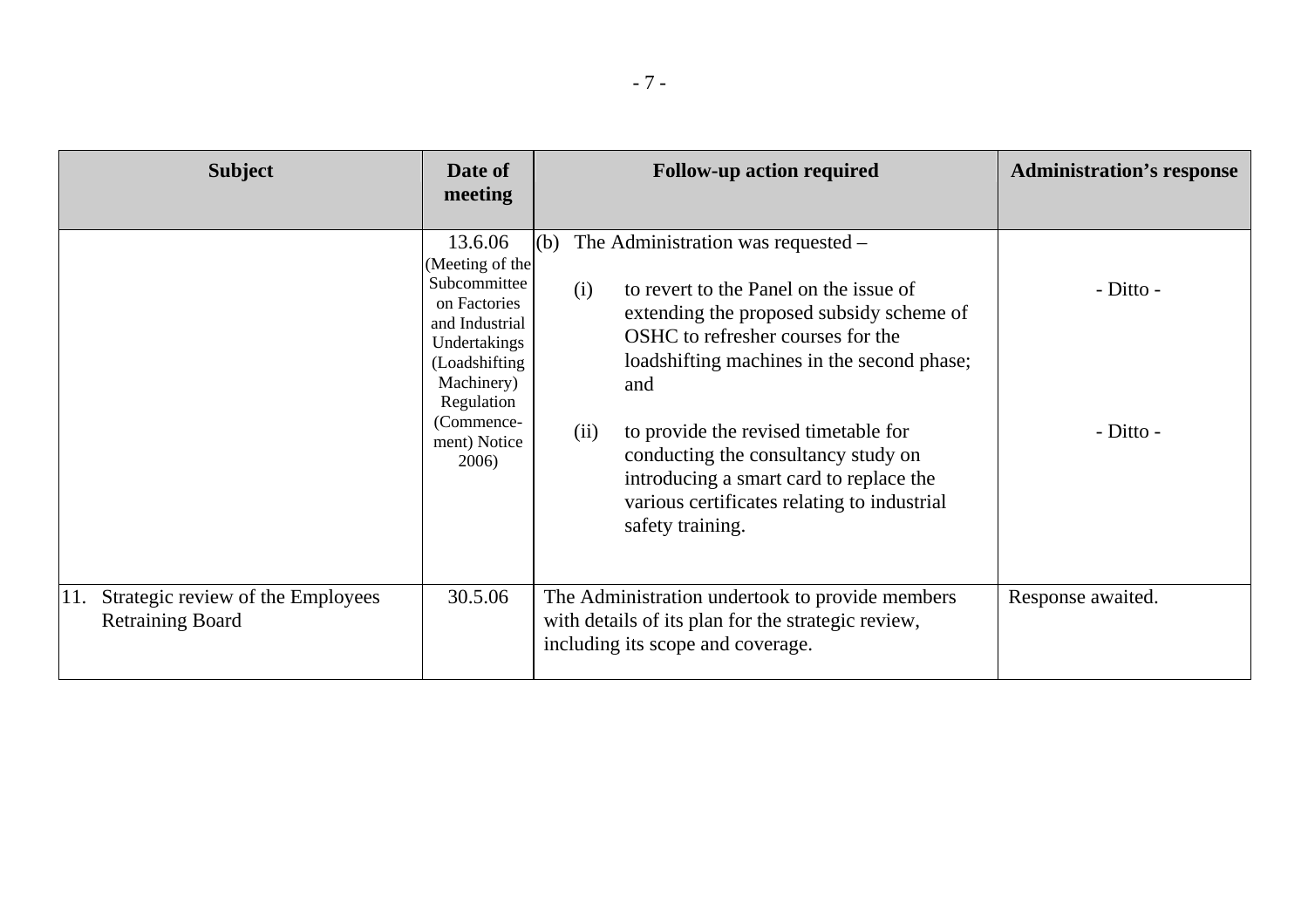| Subject | Date of meeting | Follow-up action required | Administration's response |
|---|---|---|---|
| | 13.6.06 (Meeting of the Subcommittee on Factories and Industrial Undertakings (Loadshifting Machinery) Regulation (Commence-ment) Notice 2006) | (b) The Administration was requested –<br><br>(i) to revert to the Panel on the issue of extending the proposed subsidy scheme of OSHC to refresher courses for the loadshifting machines in the second phase; and<br><br>(ii) to provide the revised timetable for conducting the consultancy study on introducing a smart card to replace the various certificates relating to industrial safety training. | <br><br>- Ditto -<br><br><br><br>- Ditto - |
| 11. Strategic review of the Employees Retraining Board | 30.5.06 | The Administration undertook to provide members with details of its plan for the strategic review, including its scope and coverage. | Response awaited. |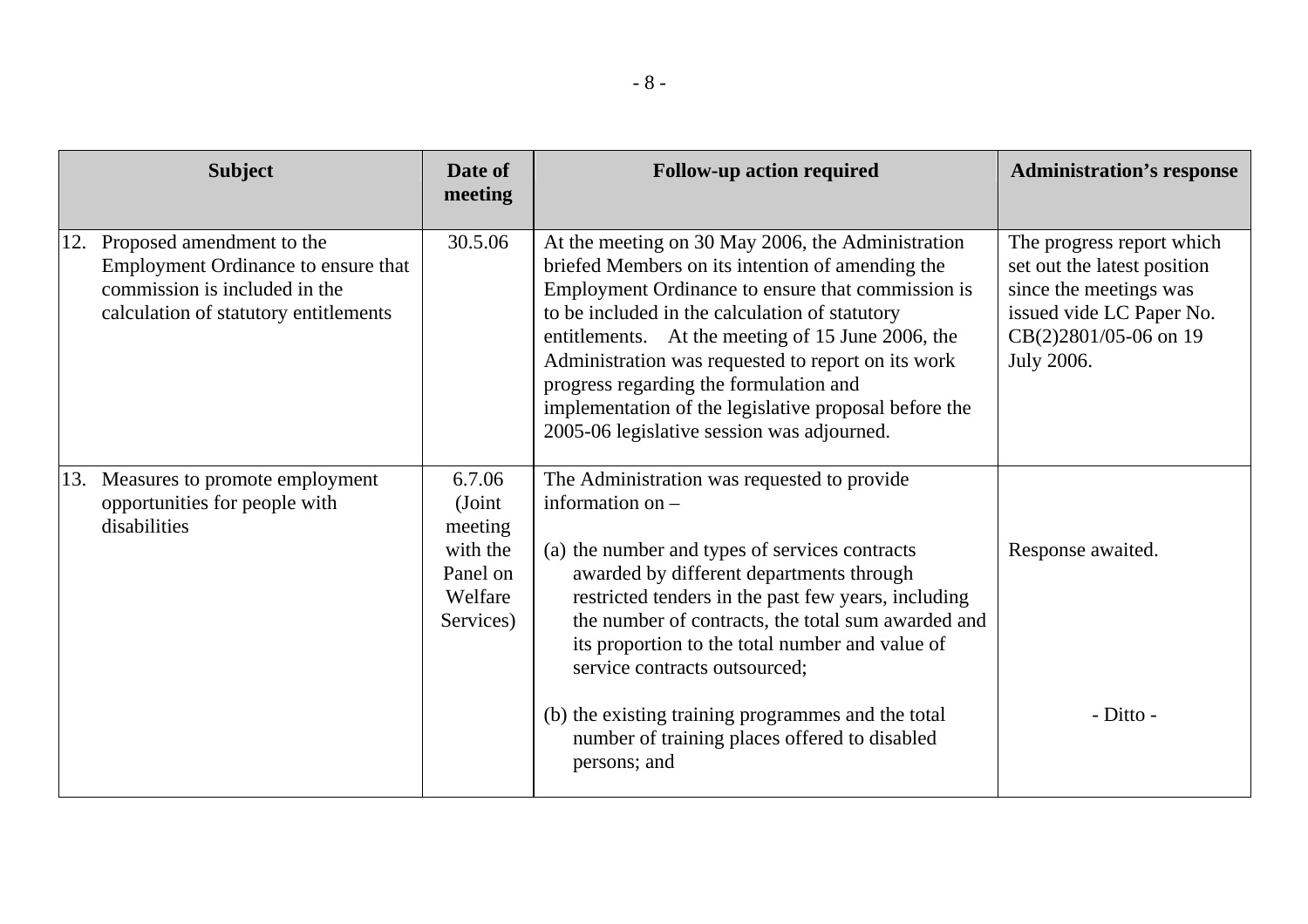| Subject | Date of meeting | Follow-up action required | Administration's response |
|---|---|---|---|
| 12. Proposed amendment to the Employment Ordinance to ensure that commission is included in the calculation of statutory entitlements | 30.5.06 | At the meeting on 30 May 2006, the Administration briefed Members on its intention of amending the Employment Ordinance to ensure that commission is to be included in the calculation of statutory entitlements. At the meeting of 15 June 2006, the Administration was requested to report on its work progress regarding the formulation and implementation of the legislative proposal before the 2005-06 legislative session was adjourned. | The progress report which set out the latest position since the meetings was issued vide LC Paper No. CB(2)2801/05-06 on 19 July 2006. |
| 13. Measures to promote employment opportunities for people with disabilities | 6.7.06 (Joint meeting with the Panel on Welfare Services) | The Administration was requested to provide information on – | |
| | | (a) the number and types of services contracts awarded by different departments through restricted tenders in the past few years, including the number of contracts, the total sum awarded and its proportion to the total number and value of service contracts outsourced; | Response awaited. |
| | | (b) the existing training programmes and the total number of training places offered to disabled persons; and | - Ditto - |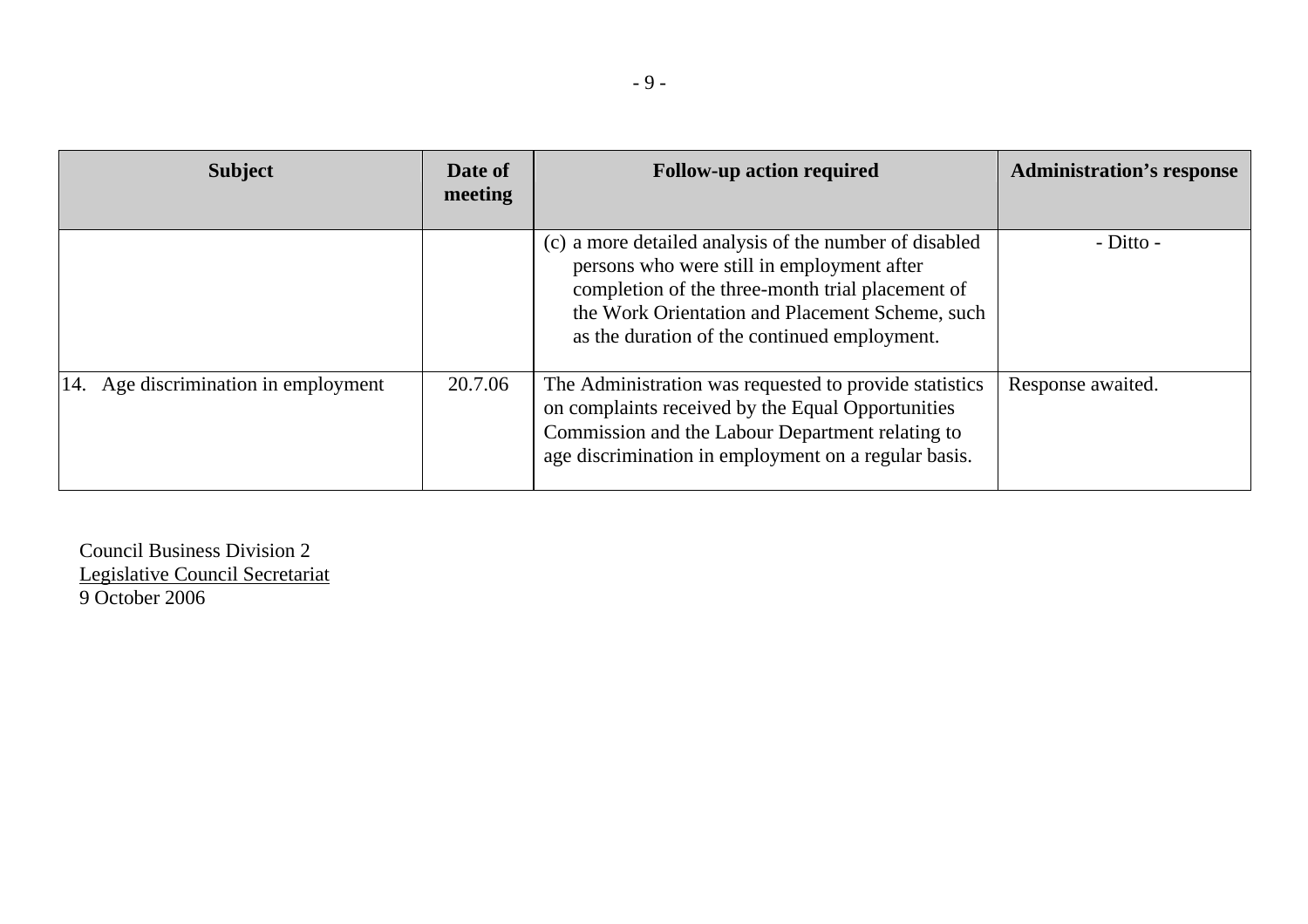| Subject | Date of meeting | Follow-up action required | Administration's response |
|---|---|---|---|
| | | (c) a more detailed analysis of the number of disabled persons who were still in employment after completion of the three-month trial placement of the Work Orientation and Placement Scheme, such as the duration of the continued employment. | - Ditto - |
| 14. Age discrimination in employment | 20.7.06 | The Administration was requested to provide statistics on complaints received by the Equal Opportunities Commission and the Labour Department relating to age discrimination in employment on a regular basis. | Response awaited. |

Council Business Division 2
Legislative Council Secretariat
9 October 2006